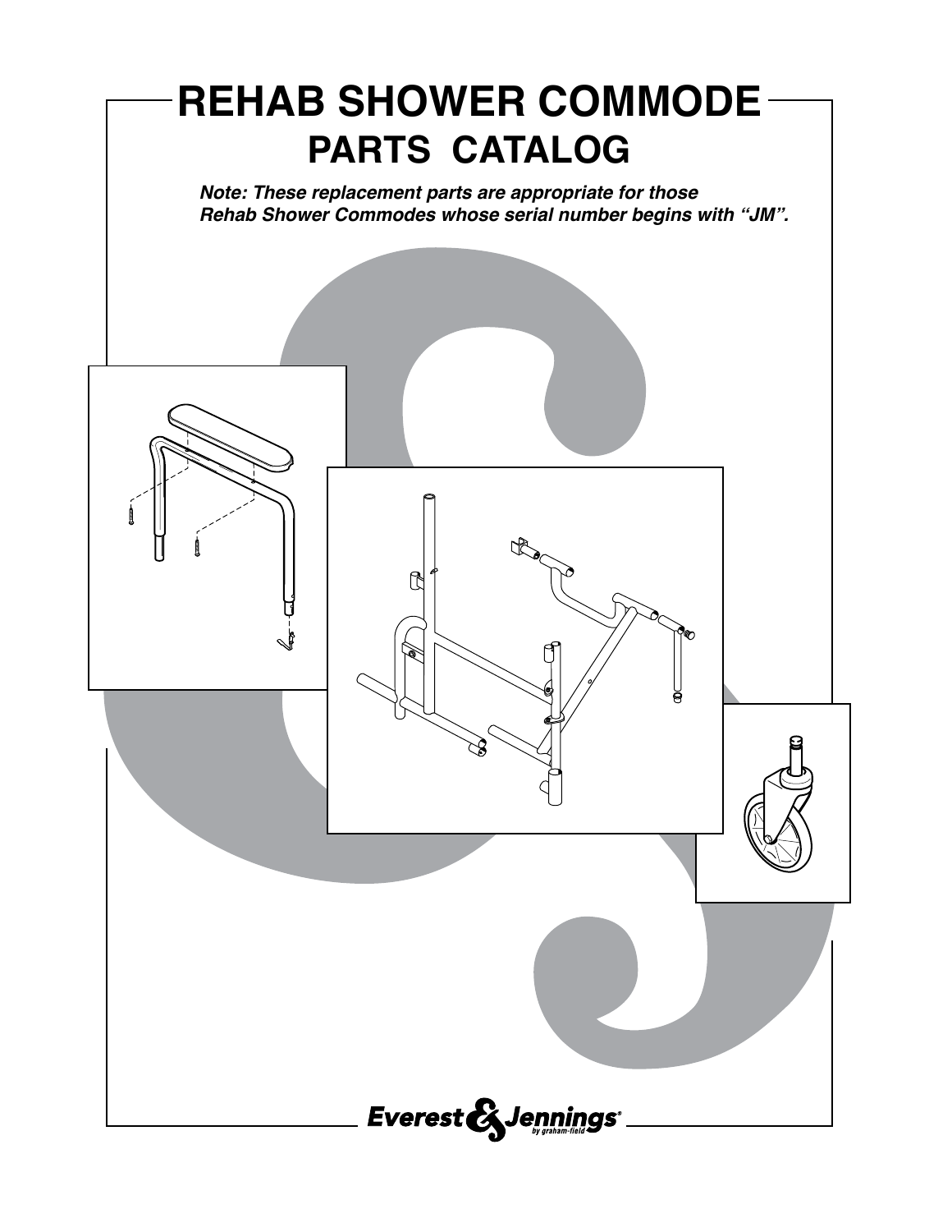# REHAB SHOWER COMMODE
## PARTS CATALOG

***Note: These replacement parts are appropriate for those Rehab Shower Commodes whose serial number begins with "JM".***

Everest & Jennings by graham-field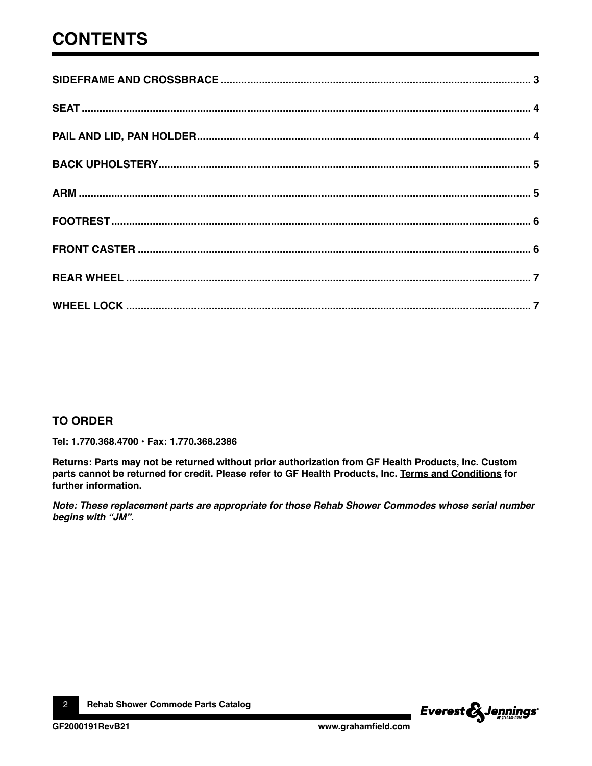# CONTENTS

SIDEFRAME AND CROSSBRACE ........ 3

SEAT ........ 4

PAIL AND LID, PAN HOLDER ........ 4

BACK UPHOLSTERY ........ 5

ARM ........ 5

FOOTREST ........ 6

FRONT CASTER ........ 6

REAR WHEEL ........ 7

WHEEL LOCK ........ 7

## TO ORDER

**Tel: 1.770.368.4700 • Fax: 1.770.368.2386**

**Returns: Parts may not be returned without prior authorization from GF Health Products, Inc. Custom parts cannot be returned for credit. Please refer to GF Health Products, Inc. Terms and Conditions for further information.**

***Note: These replacement parts are appropriate for those Rehab Shower Commodes whose serial number begins with "JM".***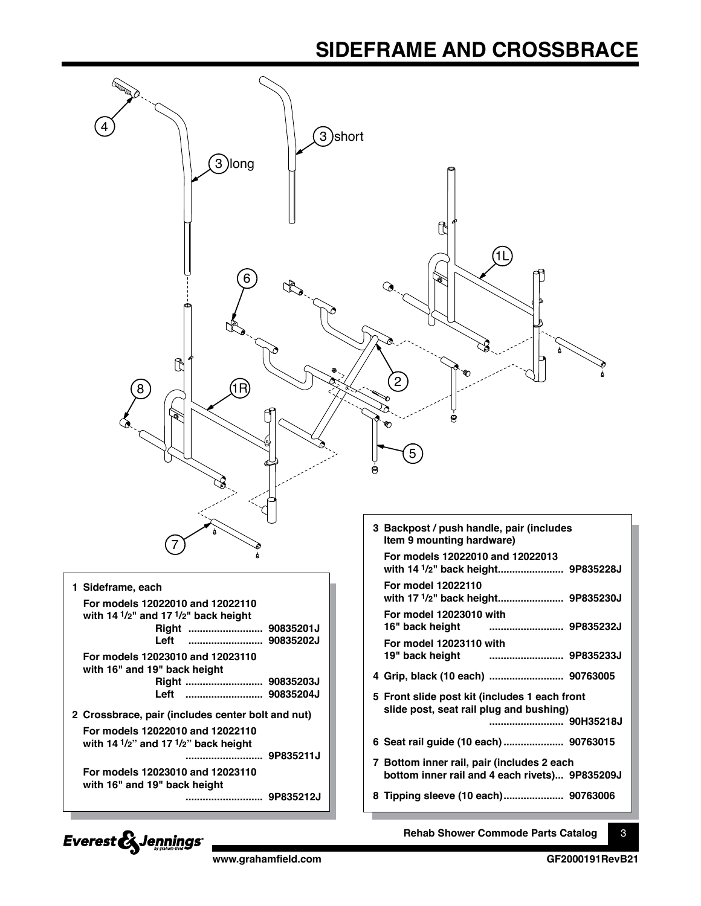# SIDEFRAME AND CROSSBRACE

**1 Sideframe, each**

For models 12022010 and 12022110 with 14 1/2" and 17 1/2" back height

- Right .......................... 90835201J
- Left .......................... 90835202J

For models 12023010 and 12023110 with 16" and 19" back height

- Right .......................... 90835203J
- Left .......................... 90835204J

**2 Crossbrace, pair (includes center bolt and nut)**

For models 12022010 and 12022110 with 14 1/2" and 17 1/2" back height .......................... 9P835211J

For models 12023010 and 12023110 with 16" and 19" back height .......................... 9P835212J

**3 Backpost / push handle, pair (includes Item 9 mounting hardware)**

For models 12022010 and 12022013 with 14 1/2" back height....................... 9P835228J

For model 12022110 with 17 1/2" back height....................... 9P835230J

For model 12023010 with 16" back height .......................... 9P835232J

For model 12023110 with 19" back height .......................... 9P835233J

**4 Grip, black (10 each)** .......................... 90763005

**5 Front slide post kit (includes 1 each front slide post, seat rail plug and bushing)** .......................... 90H35218J

**6 Seat rail guide (10 each)** ..................... 90763015

**7 Bottom inner rail, pair (includes 2 each bottom inner rail and 4 each rivets)**... 9P835209J

**8 Tipping sleeve (10 each)**..................... 90763006

Rehab Shower Commode Parts Catalog

www.grahamfield.com

GF2000191RevB21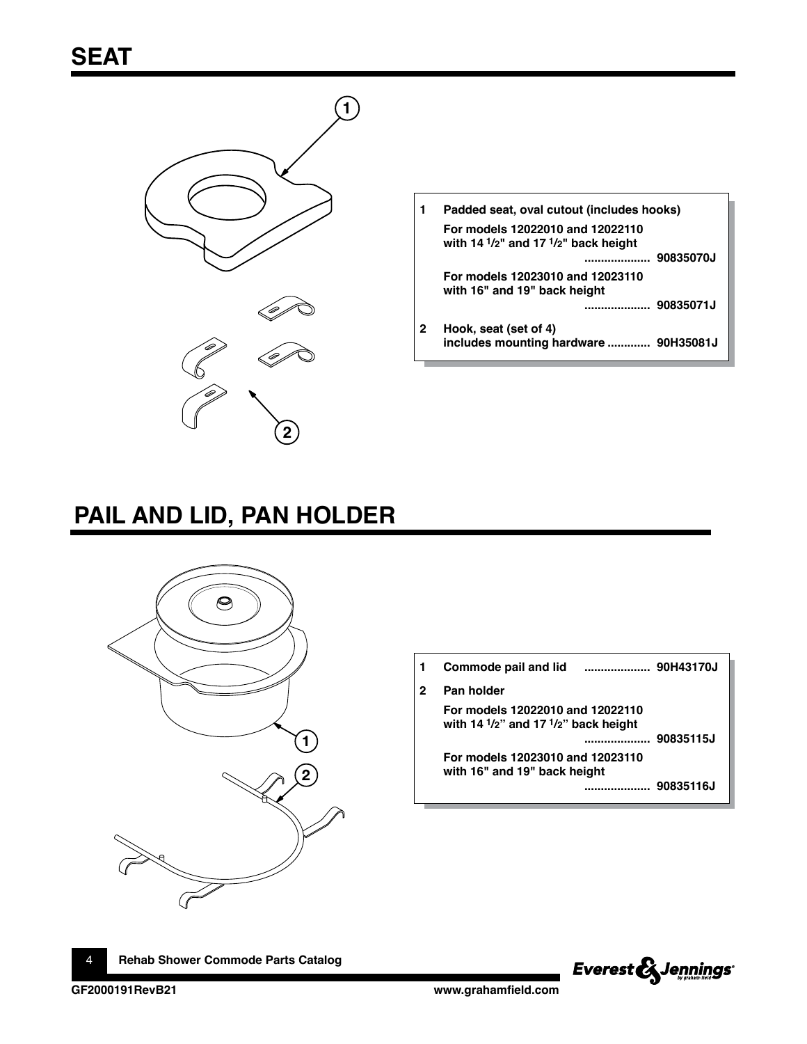## SEAT

| | | |
|---|---|---|
| 1 | **Padded seat, oval cutout (includes hooks)** | |
| | **For models 12022010 and 12022110 with 14 1/2" and 17 1/2" back height** | **90835070J** |
| | **For models 12023010 and 12023110 with 16" and 19" back height** | **90835071J** |
| 2 | **Hook, seat (set of 4) includes mounting hardware** | **90H35081J** |

## PAIL AND LID, PAN HOLDER

| | | |
|---|---|---|
| 1 | **Commode pail and lid** | **90H43170J** |
| 2 | **Pan holder** | |
| | **For models 12022010 and 12022110 with 14 1/2" and 17 1/2" back height** | **90835115J** |
| | **For models 12023010 and 12023110 with 16" and 19" back height** | **90835116J** |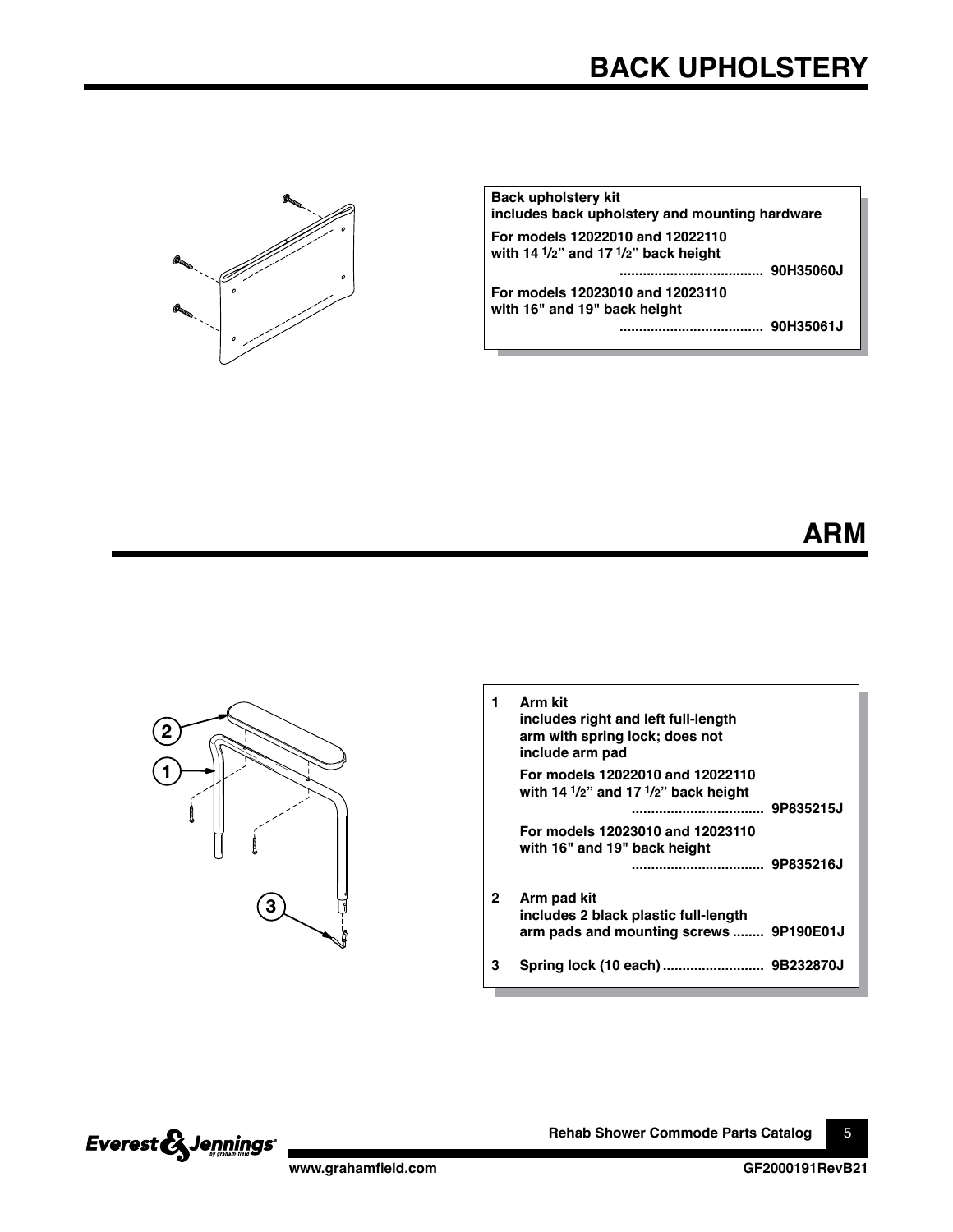# BACK UPHOLSTERY

**Back upholstery kit**
**includes back upholstery and mounting hardware**

**For models 12022010 and 12022110 with 14 1/2" and 17 1/2" back height** ..................................... **90H35060J**

**For models 12023010 and 12023110 with 16" and 19" back height** ..................................... **90H35061J**

# ARM

| | | |
|---|---|---|
| **1** | **Arm kit includes right and left full-length arm with spring lock; does not include arm pad** | |
| | **For models 12022010 and 12022110 with 14 1/2" and 17 1/2" back height** | **9P835215J** |
| | **For models 12023010 and 12023110 with 16" and 19" back height** | **9P835216J** |
| **2** | **Arm pad kit includes 2 black plastic full-length arm pads and mounting screws** | **9P190E01J** |
| **3** | **Spring lock (10 each)** | **9B232870J** |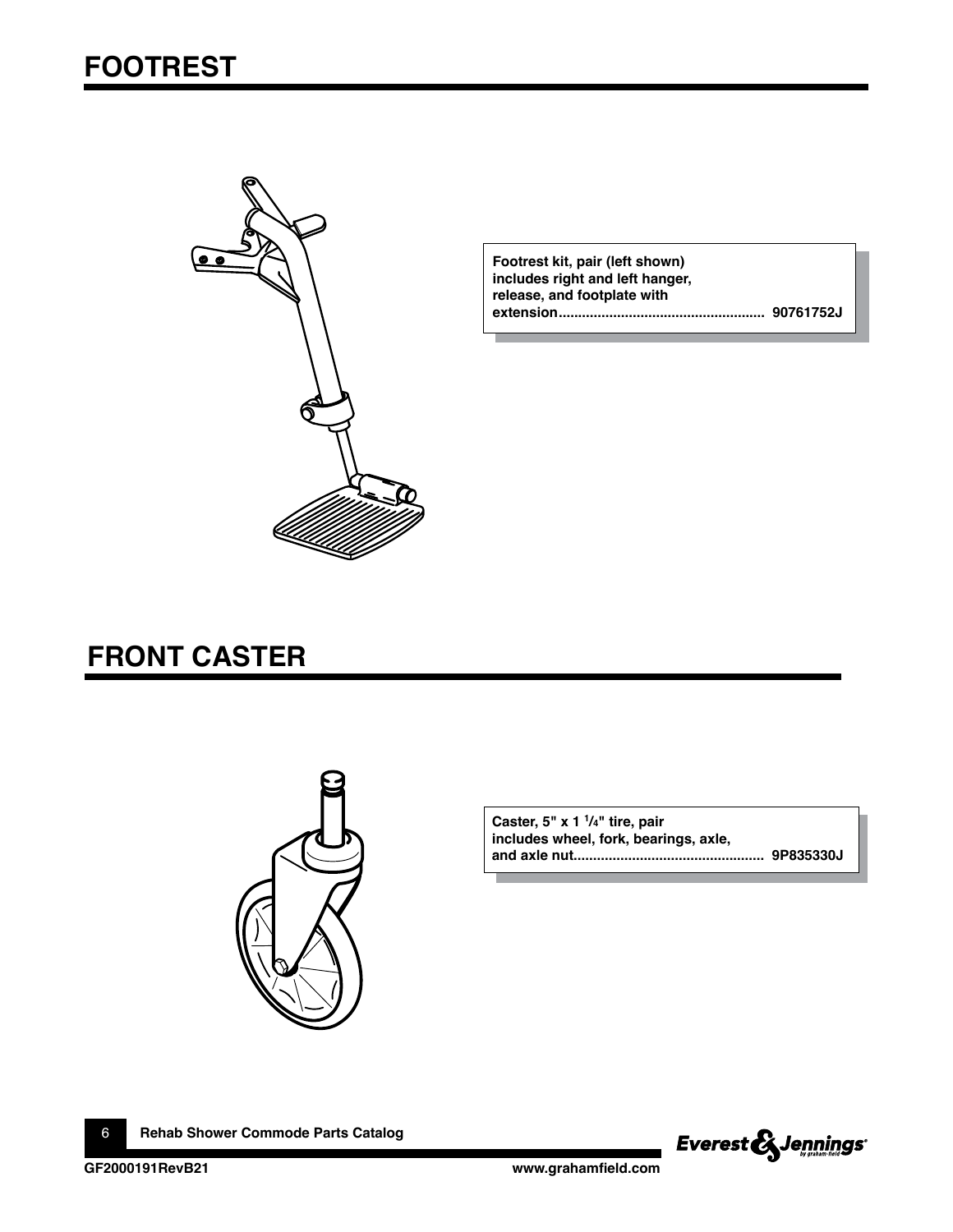# FOOTREST

Footrest kit, pair (left shown) includes right and left hanger, release, and footplate with extension.................................................. 90761752J

# FRONT CASTER

Caster, 5" x 1 $^{1}/_{4}$" tire, pair includes wheel, fork, bearings, axle, and axle nut................................................ 9P835330J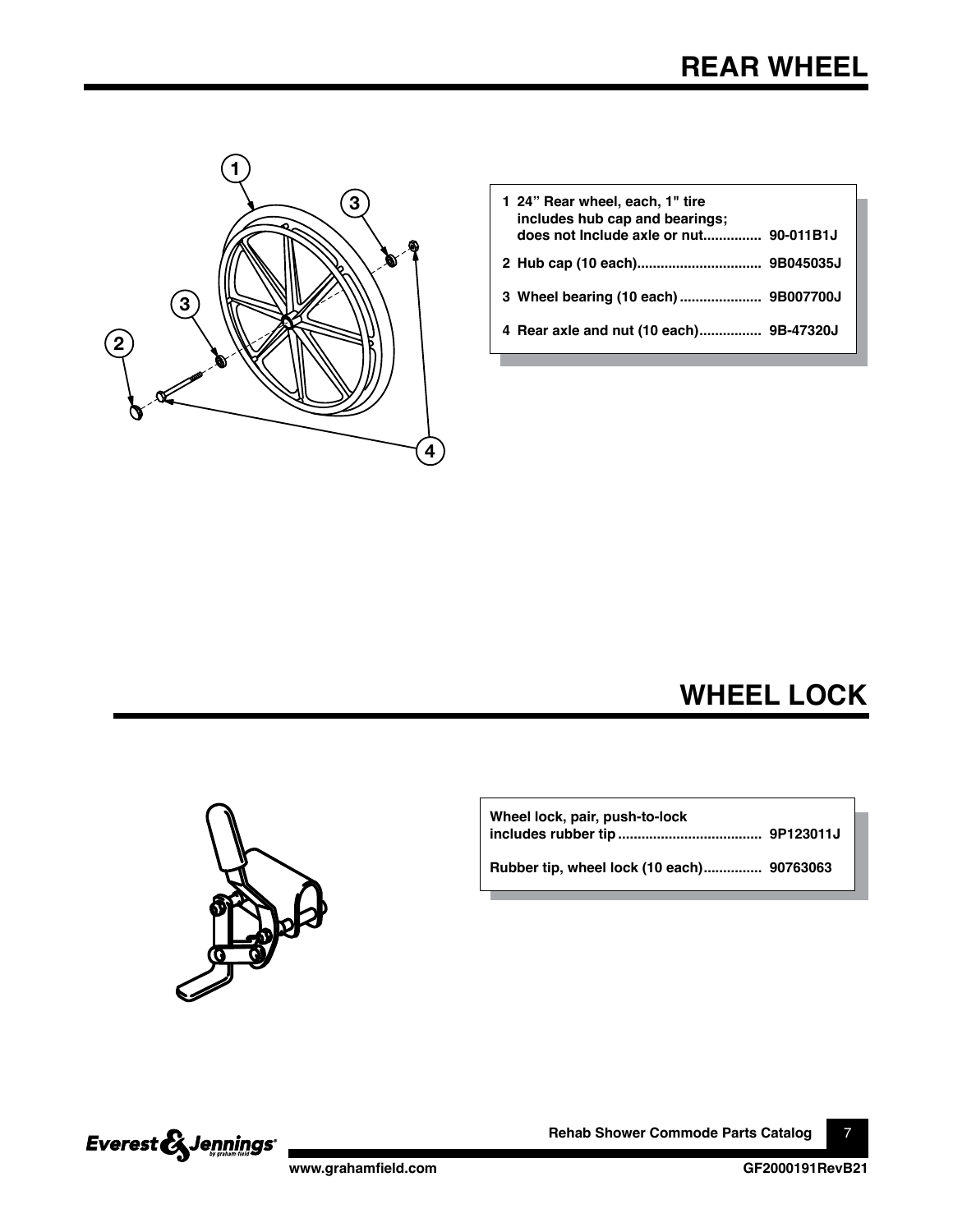# REAR WHEEL

| # | Description | Part No. |
|---|---|---|
| 1 | 24" Rear wheel, each, 1" tire includes hub cap and bearings; does not Include axle or nut | 90-011B1J |
| 2 | Hub cap (10 each) | 9B045035J |
| 3 | Wheel bearing (10 each) | 9B007700J |
| 4 | Rear axle and nut (10 each) | 9B-47320J |

# WHEEL LOCK

| Description | Part No. |
|---|---|
| Wheel lock, pair, push-to-lock includes rubber tip | 9P123011J |
| Rubber tip, wheel lock (10 each) | 90763063 |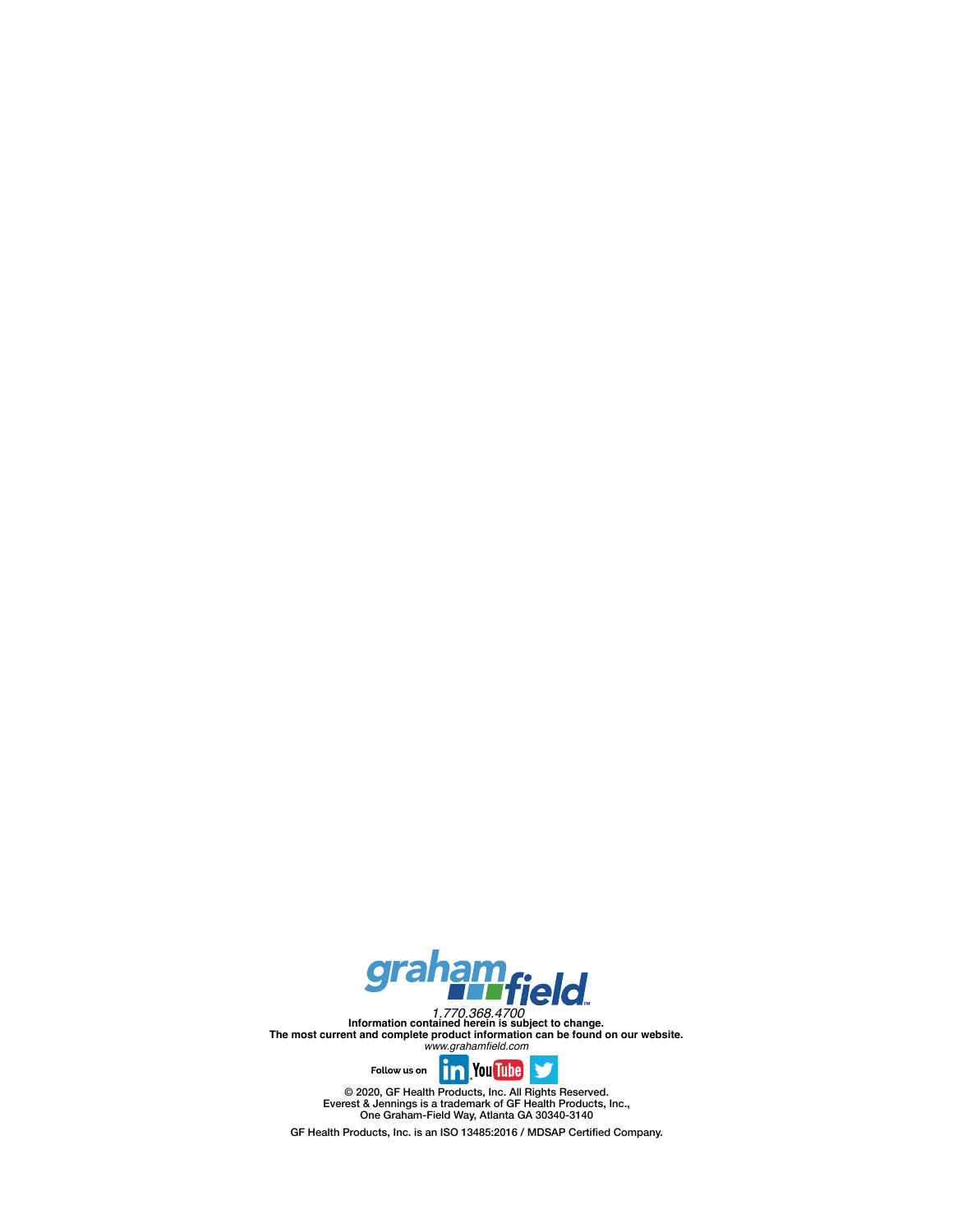graham field

*1.770.368.4700*

**Information contained herein is subject to change.**

**The most current and complete product information can be found on our website.**

*www.grahamfield.com*

**Follow us on**

© 2020, GF Health Products, Inc. All Rights Reserved.
Everest & Jennings is a trademark of GF Health Products, Inc.,
One Graham-Field Way, Atlanta GA 30340-3140

GF Health Products, Inc. is an ISO 13485:2016 / MDSAP Certified Company.